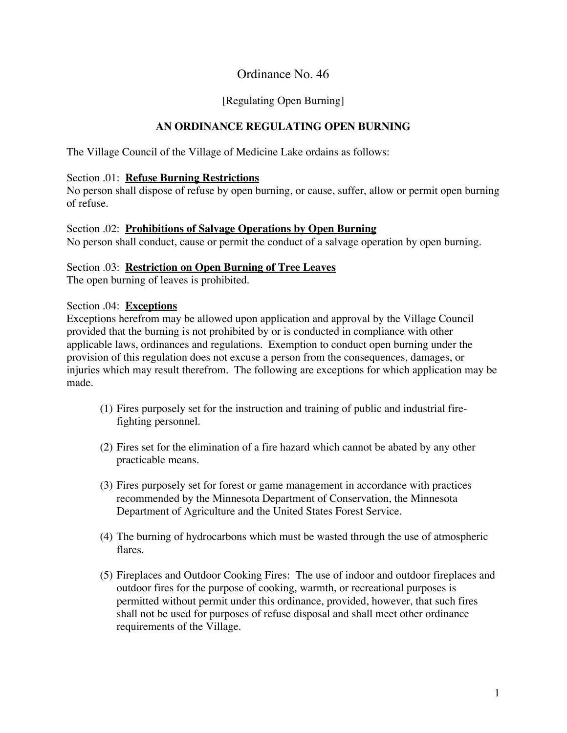# Ordinance No. 46

[Regulating Open Burning]

## AN ORDINANCE REGULATING OPEN BURNING

The Village Council of the Village of Medicine Lake ordains as follows:

Section .01: **Refuse Burning Restrictions**
No person shall dispose of refuse by open burning, or cause, suffer, allow or permit open burning of refuse.

Section .02: **Prohibitions of Salvage Operations by Open Burning**
No person shall conduct, cause or permit the conduct of a salvage operation by open burning.

Section .03: **Restriction on Open Burning of Tree Leaves**
The open burning of leaves is prohibited.

Section .04: **Exceptions**
Exceptions herefrom may be allowed upon application and approval by the Village Council provided that the burning is not prohibited by or is conducted in compliance with other applicable laws, ordinances and regulations. Exemption to conduct open burning under the provision of this regulation does not excuse a person from the consequences, damages, or injuries which may result therefrom. The following are exceptions for which application may be made.

(1) Fires purposely set for the instruction and training of public and industrial fire-fighting personnel.

(2) Fires set for the elimination of a fire hazard which cannot be abated by any other practicable means.

(3) Fires purposely set for forest or game management in accordance with practices recommended by the Minnesota Department of Conservation, the Minnesota Department of Agriculture and the United States Forest Service.

(4) The burning of hydrocarbons which must be wasted through the use of atmospheric flares.

(5) Fireplaces and Outdoor Cooking Fires: The use of indoor and outdoor fireplaces and outdoor fires for the purpose of cooking, warmth, or recreational purposes is permitted without permit under this ordinance, provided, however, that such fires shall not be used for purposes of refuse disposal and shall meet other ordinance requirements of the Village.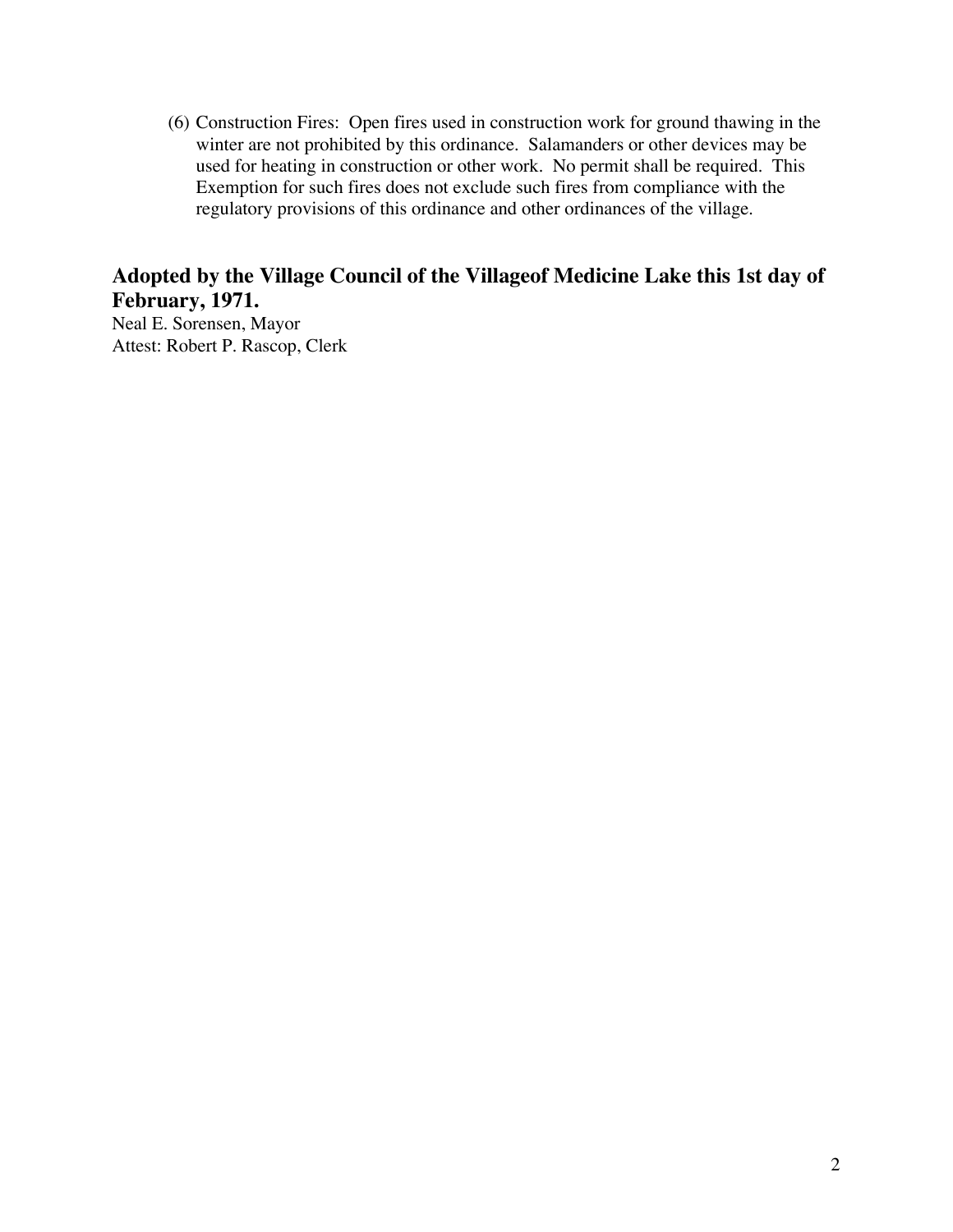(6) Construction Fires: Open fires used in construction work for ground thawing in the winter are not prohibited by this ordinance. Salamanders or other devices may be used for heating in construction or other work. No permit shall be required. This Exemption for such fires does not exclude such fires from compliance with the regulatory provisions of this ordinance and other ordinances of the village.

**Adopted by the Village Council of the Villageof Medicine Lake this 1st day of February, 1971.**

Neal E. Sorensen, Mayor
Attest: Robert P. Rascop, Clerk